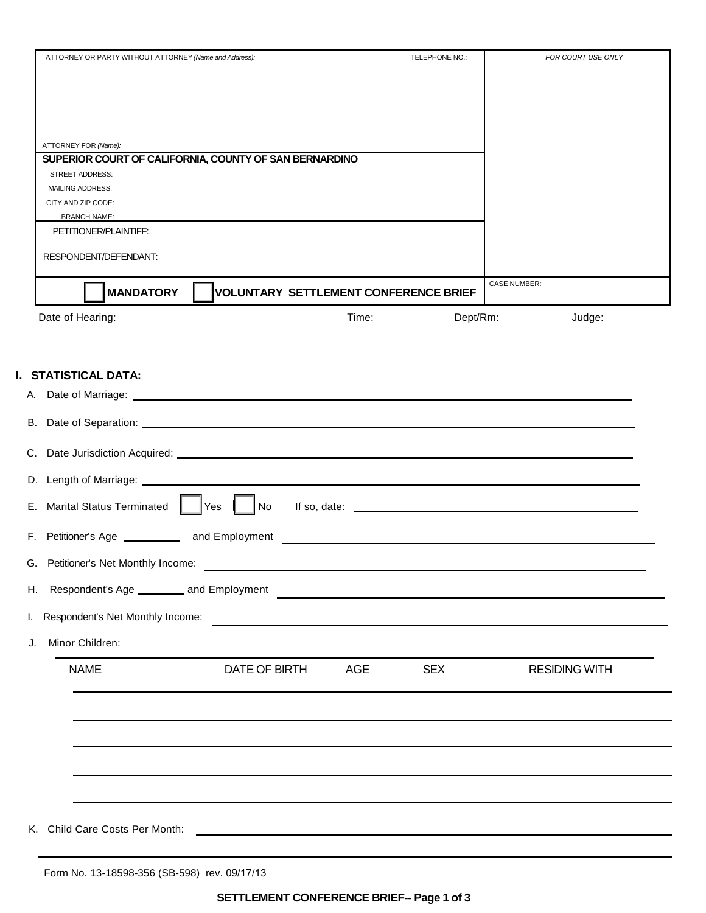| ATTORNEY OR PARTY WITHOUT ATTORNEY *(Name and Address):* | TELEPHONE NO.: | *FOR COURT USE ONLY* |
|---|---|---|
| ATTORNEY FOR *(Name):* | | |
| **SUPERIOR COURT OF CALIFORNIA, COUNTY OF SAN BERNARDINO** | | |
| STREET ADDRESS: | | |
| MAILING ADDRESS: | | |
| CITY AND ZIP CODE: | | |
| BRANCH NAME: | | |
| PETITIONER/PLAINTIFF: | | |
| RESPONDENT/DEFENDANT: | | |
| ☐ **MANDATORY** ☐ **VOLUNTARY SETTLEMENT CONFERENCE BRIEF** | | CASE NUMBER: |

Date of Hearing: Time: Dept/Rm: Judge:

## I. STATISTICAL DATA:

A. Date of Marriage: ______________________________

B. Date of Separation: ______________________________

C. Date Jurisdiction Acquired: ______________________________

D. Length of Marriage: ______________________________

E. Marital Status Terminated ☐ Yes ☐ No If so, date: ______________________________

F. Petitioner's Age __________ and Employment ______________________________

G. Petitioner's Net Monthly Income: ______________________________

H. Respondent's Age ________ and Employment ______________________________

I. Respondent's Net Monthly Income: ______________________________

J. Minor Children:

| NAME | DATE OF BIRTH | AGE | SEX | RESIDING WITH |
|---|---|---|---|---|
| | | | | |
| | | | | |
| | | | | |
| | | | | |
| | | | | |

K. Child Care Costs Per Month: ______________________________

Form No. 13-18598-356 (SB-598) rev. 09/17/13

**SETTLEMENT CONFERENCE BRIEF**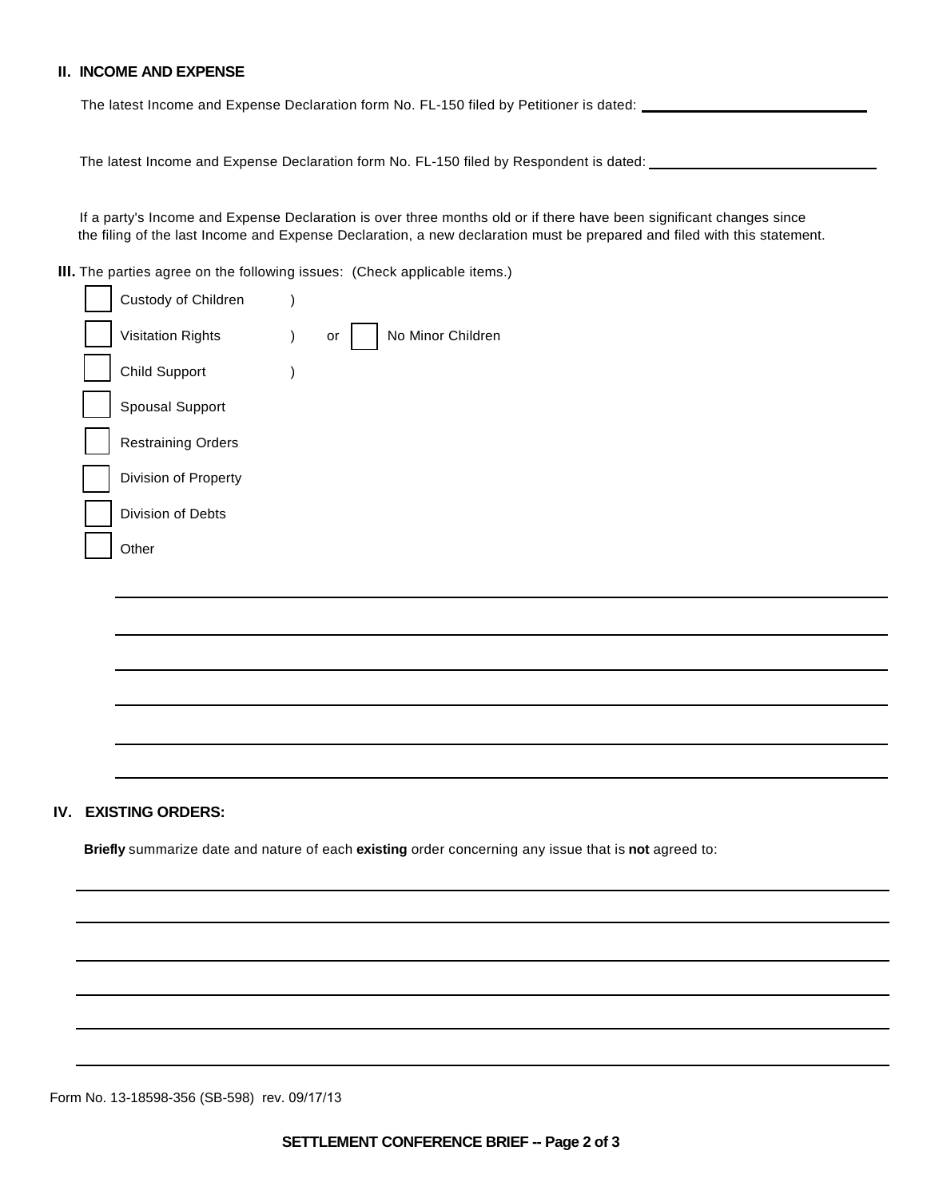## II. INCOME AND EXPENSE

The latest Income and Expense Declaration form No. FL-150 filed by Petitioner is dated: ______________________________

The latest Income and Expense Declaration form No. FL-150 filed by Respondent is dated: ______________________________

If a party's Income and Expense Declaration is over three months old or if there have been significant changes since the filing of the last Income and Expense Declaration, a new declaration must be prepared and filed with this statement.

**III.** The parties agree on the following issues: (Check applicable items.)

- ☐ Custody of Children )
- ☐ Visitation Rights ) or ☐ No Minor Children
- ☐ Child Support )
- ☐ Spousal Support
- ☐ Restraining Orders
- ☐ Division of Property
- ☐ Division of Debts
- ☐ Other

______________________________________________________________________________

______________________________________________________________________________

______________________________________________________________________________

______________________________________________________________________________

______________________________________________________________________________

______________________________________________________________________________

## IV. EXISTING ORDERS:

**Briefly** summarize date and nature of each **existing** order concerning any issue that is **not** agreed to:

______________________________________________________________________________

______________________________________________________________________________

______________________________________________________________________________

______________________________________________________________________________

______________________________________________________________________________

______________________________________________________________________________

Form No. 13-18598-356 (SB-598) rev. 09/17/13

**SETTLEMENT CONFERENCE BRIEF -- Page 2 of 3**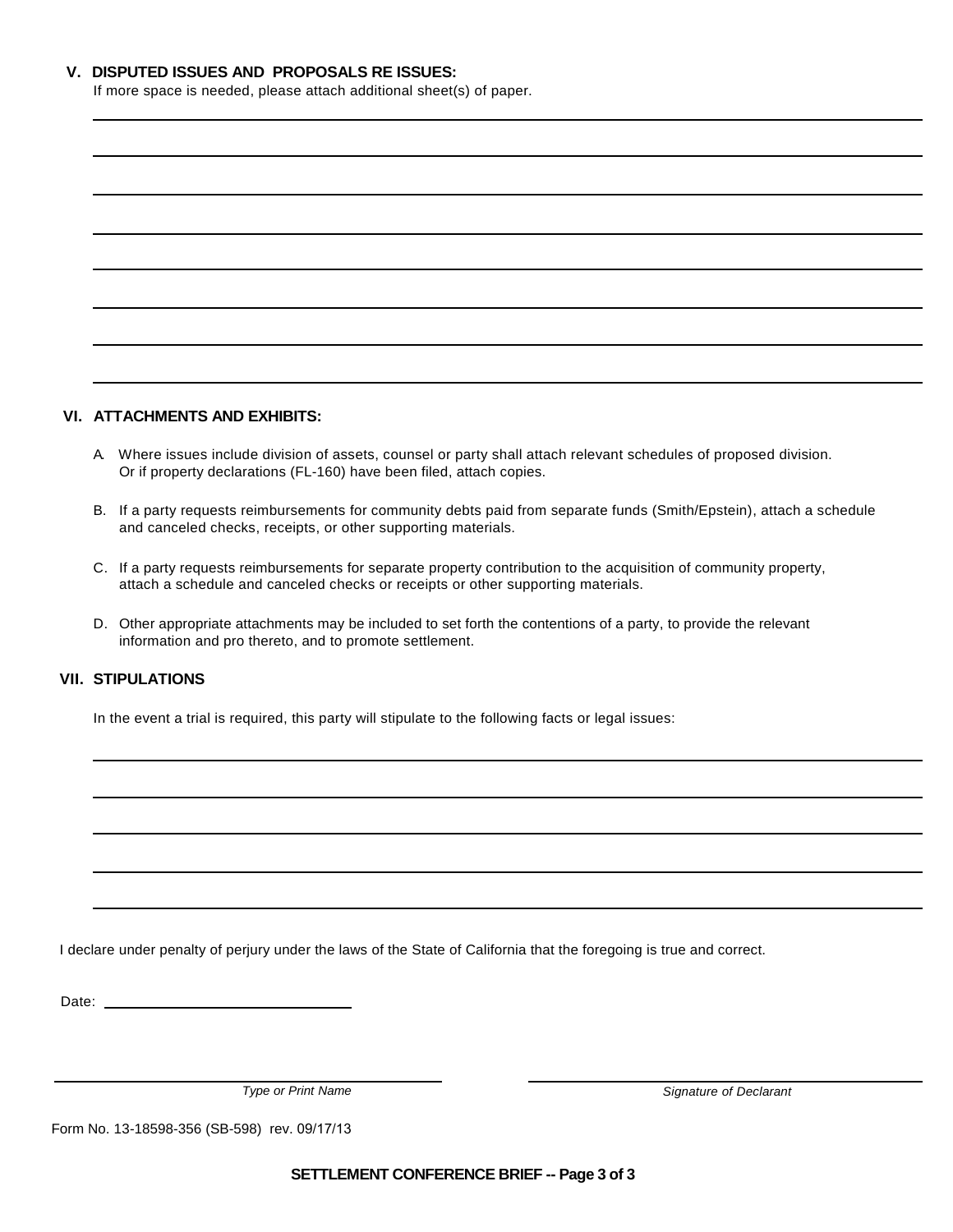## V. DISPUTED ISSUES AND PROPOSALS RE ISSUES:

If more space is needed, please attach additional sheet(s) of paper.

## VI. ATTACHMENTS AND EXHIBITS:

A. Where issues include division of assets, counsel or party shall attach relevant schedules of proposed division. Or if property declarations (FL-160) have been filed, attach copies.

B. If a party requests reimbursements for community debts paid from separate funds (Smith/Epstein), attach a schedule and canceled checks, receipts, or other supporting materials.

C. If a party requests reimbursements for separate property contribution to the acquisition of community property, attach a schedule and canceled checks or receipts or other supporting materials.

D. Other appropriate attachments may be included to set forth the contentions of a party, to provide the relevant information and pro thereto, and to promote settlement.

## VII. STIPULATIONS

In the event a trial is required, this party will stipulate to the following facts or legal issues:

I declare under penalty of perjury under the laws of the State of California that the foregoing is true and correct.

Date: ______________________________

______________________________ *Type or Print Name*

______________________________ *Signature of Declarant*

Form No. 13-18598-356 (SB-598) rev. 09/17/13

**SETTLEMENT CONFERENCE BRIEF -- Page 3 of 3**